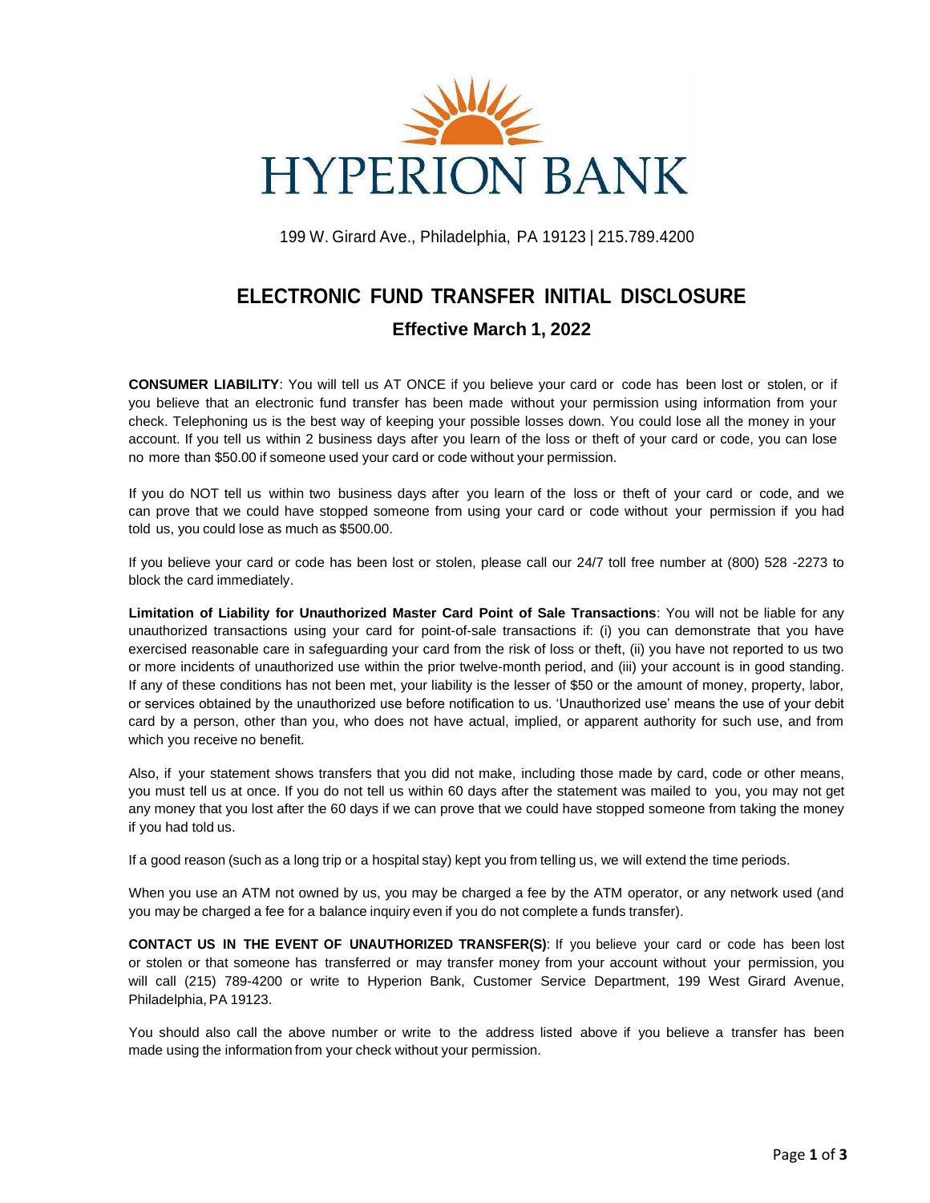# HYPERION BANK

199 W. Girard Ave., Philadelphia, PA 19123 | 215.789.4200

## ELECTRONIC FUND TRANSFER INITIAL DISCLOSURE

### Effective March 1, 2022

**CONSUMER LIABILITY**: You will tell us AT ONCE if you believe your card or code has been lost or stolen, or if you believe that an electronic fund transfer has been made without your permission using information from your check. Telephoning us is the best way of keeping your possible losses down. You could lose all the money in your account. If you tell us within 2 business days after you learn of the loss or theft of your card or code, you can lose no more than $50.00 if someone used your card or code without your permission.

If you do NOT tell us within two business days after you learn of the loss or theft of your card or code, and we can prove that we could have stopped someone from using your card or code without your permission if you had told us, you could lose as much as $500.00.

If you believe your card or code has been lost or stolen, please call our 24/7 toll free number at (800) 528 -2273 to block the card immediately.

**Limitation of Liability for Unauthorized Master Card Point of Sale Transactions**: You will not be liable for any unauthorized transactions using your card for point-of-sale transactions if: (i) you can demonstrate that you have exercised reasonable care in safeguarding your card from the risk of loss or theft, (ii) you have not reported to us two or more incidents of unauthorized use within the prior twelve-month period, and (iii) your account is in good standing. If any of these conditions has not been met, your liability is the lesser of $50 or the amount of money, property, labor, or services obtained by the unauthorized use before notification to us. 'Unauthorized use' means the use of your debit card by a person, other than you, who does not have actual, implied, or apparent authority for such use, and from which you receive no benefit.

Also, if your statement shows transfers that you did not make, including those made by card, code or other means, you must tell us at once. If you do not tell us within 60 days after the statement was mailed to you, you may not get any money that you lost after the 60 days if we can prove that we could have stopped someone from taking the money if you had told us.

If a good reason (such as a long trip or a hospital stay) kept you from telling us, we will extend the time periods.

When you use an ATM not owned by us, you may be charged a fee by the ATM operator, or any network used (and you may be charged a fee for a balance inquiry even if you do not complete a funds transfer).

**CONTACT US IN THE EVENT OF UNAUTHORIZED TRANSFER(S)**: If you believe your card or code has been lost or stolen or that someone has transferred or may transfer money from your account without your permission, you will call (215) 789-4200 or write to Hyperion Bank, Customer Service Department, 199 West Girard Avenue, Philadelphia, PA 19123.

You should also call the above number or write to the address listed above if you believe a transfer has been made using the information from your check without your permission.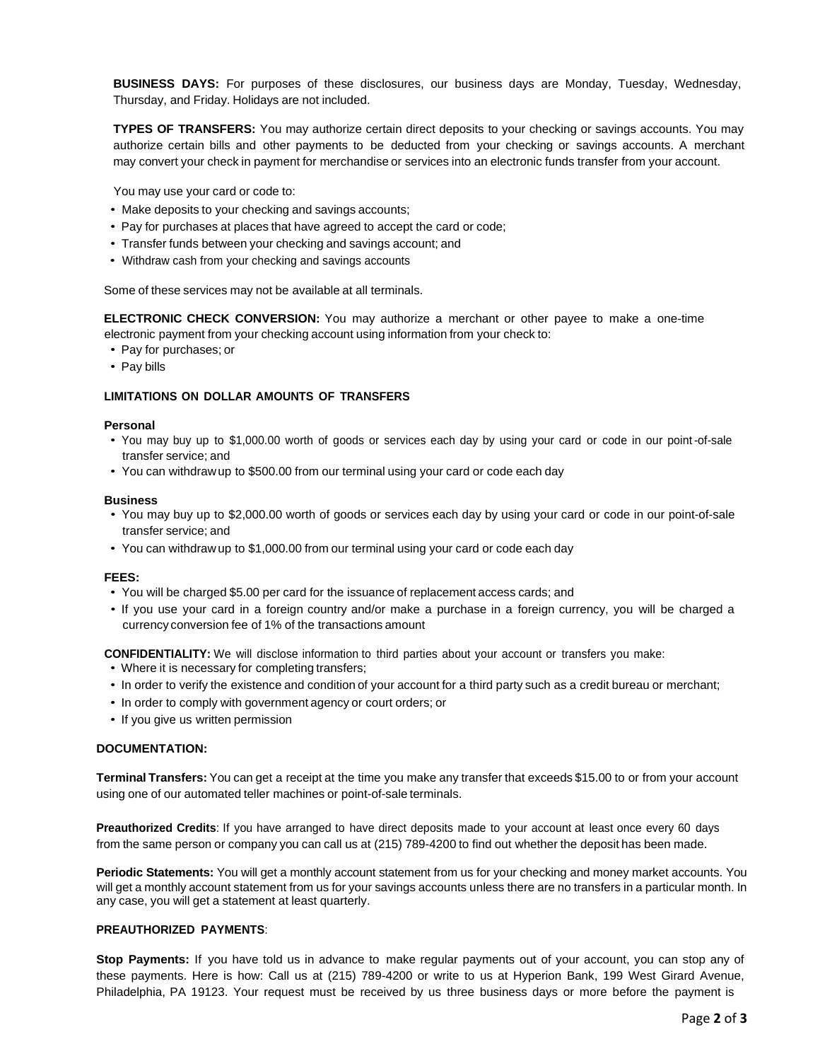**BUSINESS DAYS:** For purposes of these disclosures, our business days are Monday, Tuesday, Wednesday, Thursday, and Friday. Holidays are not included.

**TYPES OF TRANSFERS:** You may authorize certain direct deposits to your checking or savings accounts. You may authorize certain bills and other payments to be deducted from your checking or savings accounts. A merchant may convert your check in payment for merchandise or services into an electronic funds transfer from your account.

You may use your card or code to:

- Make deposits to your checking and savings accounts;
- Pay for purchases at places that have agreed to accept the card or code;
- Transfer funds between your checking and savings account; and
- Withdraw cash from your checking and savings accounts

Some of these services may not be available at all terminals.

**ELECTRONIC CHECK CONVERSION:** You may authorize a merchant or other payee to make a one-time electronic payment from your checking account using information from your check to:

- Pay for purchases; or
- Pay bills

**LIMITATIONS ON DOLLAR AMOUNTS OF TRANSFERS**

**Personal**

- You may buy up to $1,000.00 worth of goods or services each day by using your card or code in our point-of-sale transfer service; and
- You can withdraw up to $500.00 from our terminal using your card or code each day

**Business**

- You may buy up to $2,000.00 worth of goods or services each day by using your card or code in our point-of-sale transfer service; and
- You can withdraw up to $1,000.00 from our terminal using your card or code each day

**FEES:**

- You will be charged $5.00 per card for the issuance of replacement access cards; and
- If you use your card in a foreign country and/or make a purchase in a foreign currency, you will be charged a currency conversion fee of 1% of the transactions amount

**CONFIDENTIALITY:** We will disclose information to third parties about your account or transfers you make:

- Where it is necessary for completing transfers;
- In order to verify the existence and condition of your account for a third party such as a credit bureau or merchant;
- In order to comply with government agency or court orders; or
- If you give us written permission

**DOCUMENTATION:**

**Terminal Transfers:** You can get a receipt at the time you make any transfer that exceeds $15.00 to or from your account using one of our automated teller machines or point-of-sale terminals.

**Preauthorized Credits**: If you have arranged to have direct deposits made to your account at least once every 60 days from the same person or company you can call us at (215) 789-4200 to find out whether the deposit has been made.

**Periodic Statements:** You will get a monthly account statement from us for your checking and money market accounts. You will get a monthly account statement from us for your savings accounts unless there are no transfers in a particular month. In any case, you will get a statement at least quarterly.

**PREAUTHORIZED PAYMENTS**:

**Stop Payments:** If you have told us in advance to make regular payments out of your account, you can stop any of these payments. Here is how: Call us at (215) 789-4200 or write to us at Hyperion Bank, 199 West Girard Avenue, Philadelphia, PA 19123. Your request must be received by us three business days or more before the payment is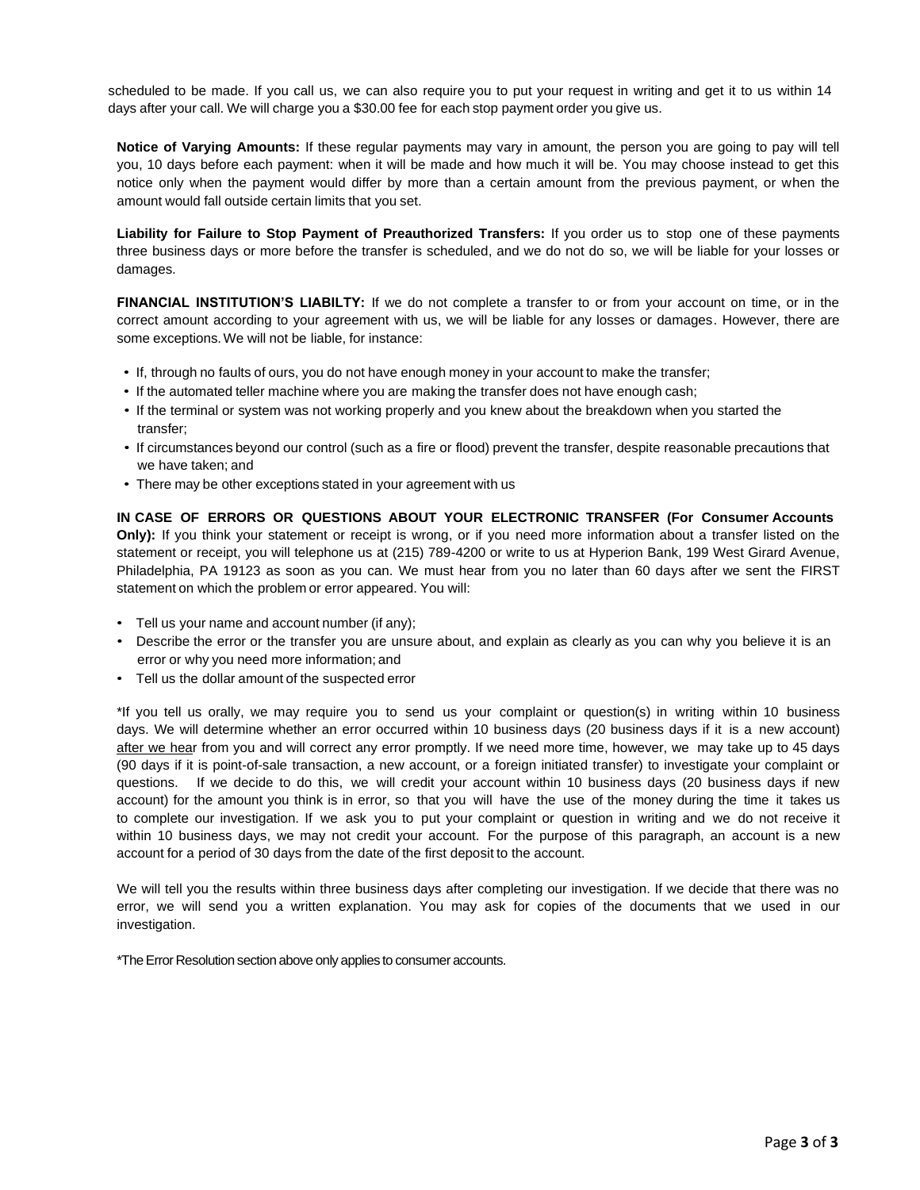scheduled to be made. If you call us, we can also require you to put your request in writing and get it to us within 14 days after your call. We will charge you a $30.00 fee for each stop payment order you give us.

**Notice of Varying Amounts:** If these regular payments may vary in amount, the person you are going to pay will tell you, 10 days before each payment: when it will be made and how much it will be. You may choose instead to get this notice only when the payment would differ by more than a certain amount from the previous payment, or when the amount would fall outside certain limits that you set.

**Liability for Failure to Stop Payment of Preauthorized Transfers:** If you order us to stop one of these payments three business days or more before the transfer is scheduled, and we do not do so, we will be liable for your losses or damages.

**FINANCIAL INSTITUTION'S LIABILTY:** If we do not complete a transfer to or from your account on time, or in the correct amount according to your agreement with us, we will be liable for any losses or damages. However, there are some exceptions. We will not be liable, for instance:

- If, through no faults of ours, you do not have enough money in your account to make the transfer;
- If the automated teller machine where you are making the transfer does not have enough cash;
- If the terminal or system was not working properly and you knew about the breakdown when you started the transfer;
- If circumstances beyond our control (such as a fire or flood) prevent the transfer, despite reasonable precautions that we have taken; and
- There may be other exceptions stated in your agreement with us

**IN CASE OF ERRORS OR QUESTIONS ABOUT YOUR ELECTRONIC TRANSFER (For Consumer Accounts Only):** If you think your statement or receipt is wrong, or if you need more information about a transfer listed on the statement or receipt, you will telephone us at (215) 789-4200 or write to us at Hyperion Bank, 199 West Girard Avenue, Philadelphia, PA 19123 as soon as you can. We must hear from you no later than 60 days after we sent the FIRST statement on which the problem or error appeared. You will:

- Tell us your name and account number (if any);
- Describe the error or the transfer you are unsure about, and explain as clearly as you can why you believe it is an error or why you need more information; and
- Tell us the dollar amount of the suspected error

*If you tell us orally, we may require you to send us your complaint or question(s) in writing within 10 business days. We will determine whether an error occurred within 10 business days (20 business days if it is a new account) after we hear from you and will correct any error promptly. If we need more time, however, we may take up to 45 days (90 days if it is point-of-sale transaction, a new account, or a foreign initiated transfer) to investigate your complaint or questions. If we decide to do this, we will credit your account within 10 business days (20 business days if new account) for the amount you think is in error, so that you will have the use of the money during the time it takes us to complete our investigation. If we ask you to put your complaint or question in writing and we do not receive it within 10 business days, we may not credit your account. For the purpose of this paragraph, an account is a new account for a period of 30 days from the date of the first deposit to the account.

We will tell you the results within three business days after completing our investigation. If we decide that there was no error, we will send you a written explanation. You may ask for copies of the documents that we used in our investigation.

*The Error Resolution section above only applies to consumer accounts.